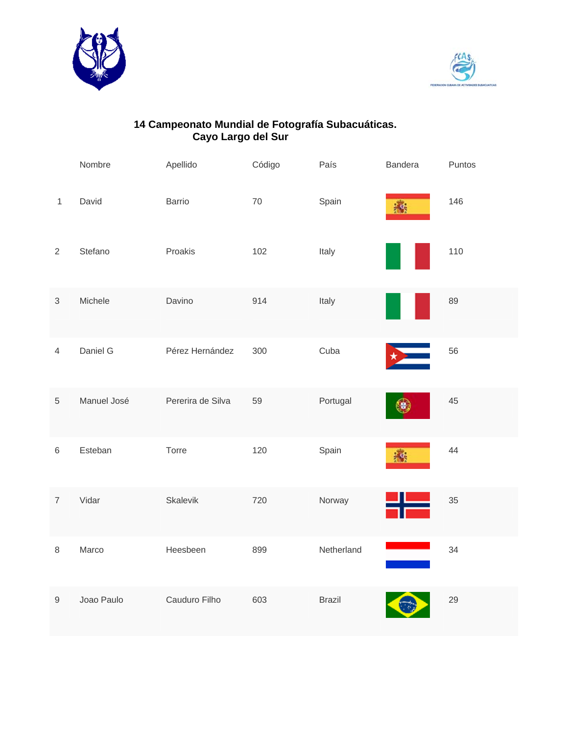**14 Campeonato Mundial de Fotografía Subacuáticas.**
**Cayo Largo del Sur**

| | Nombre | Apellido | Código | País | Bandera | Puntos |
|---|---|---|---|---|---|---|
| 1 | David | Barrio | 70 | Spain | | 146 |
| 2 | Stefano | Proakis | 102 | Italy | | 110 |
| 3 | Michele | Davino | 914 | Italy | | 89 |
| 4 | Daniel G | Pérez Hernández | 300 | Cuba | | 56 |
| 5 | Manuel José | Pererira de Silva | 59 | Portugal | | 45 |
| 6 | Esteban | Torre | 120 | Spain | | 44 |
| 7 | Vidar | Skalevik | 720 | Norway | | 35 |
| 8 | Marco | Heesbeen | 899 | Netherland | | 34 |
| 9 | Joao Paulo | Cauduro Filho | 603 | Brazil | | 29 |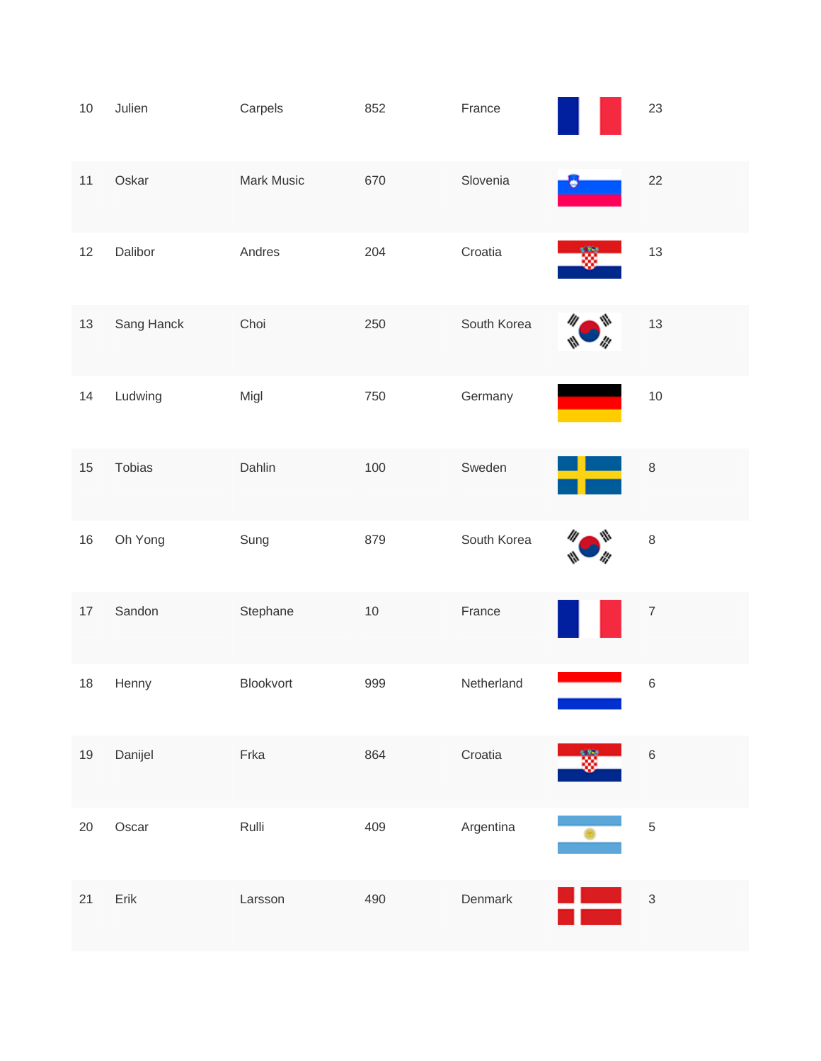| | | | | | | |
|---|---|---|---|---|---|---|
| 10 | Julien | Carpels | 852 | France | | 23 |
| 11 | Oskar | Mark Music | 670 | Slovenia | | 22 |
| 12 | Dalibor | Andres | 204 | Croatia | | 13 |
| 13 | Sang Hanck | Choi | 250 | South Korea | | 13 |
| 14 | Ludwing | Migl | 750 | Germany | | 10 |
| 15 | Tobias | Dahlin | 100 | Sweden | | 8 |
| 16 | Oh Yong | Sung | 879 | South Korea | | 8 |
| 17 | Sandon | Stephane | 10 | France | | 7 |
| 18 | Henny | Blookvort | 999 | Netherland | | 6 |
| 19 | Danijel | Frka | 864 | Croatia | | 6 |
| 20 | Oscar | Rulli | 409 | Argentina | | 5 |
| 21 | Erik | Larsson | 490 | Denmark | | 3 |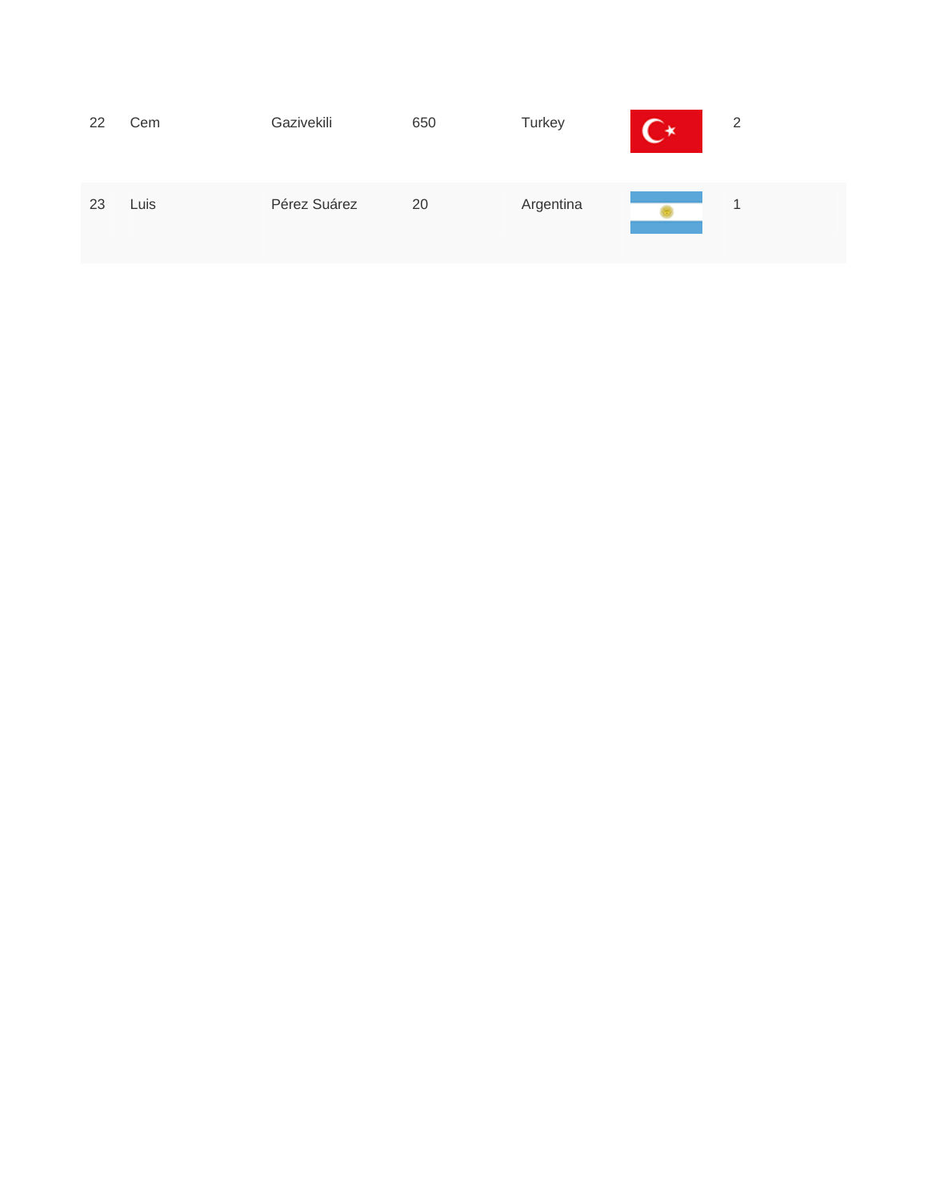| | | | | | | |
|---|---|---|---|---|---|---|
| 22 | Cem | Gazivekili | 650 | Turkey | | 2 |
| 23 | Luis | Pérez Suárez | 20 | Argentina | | 1 |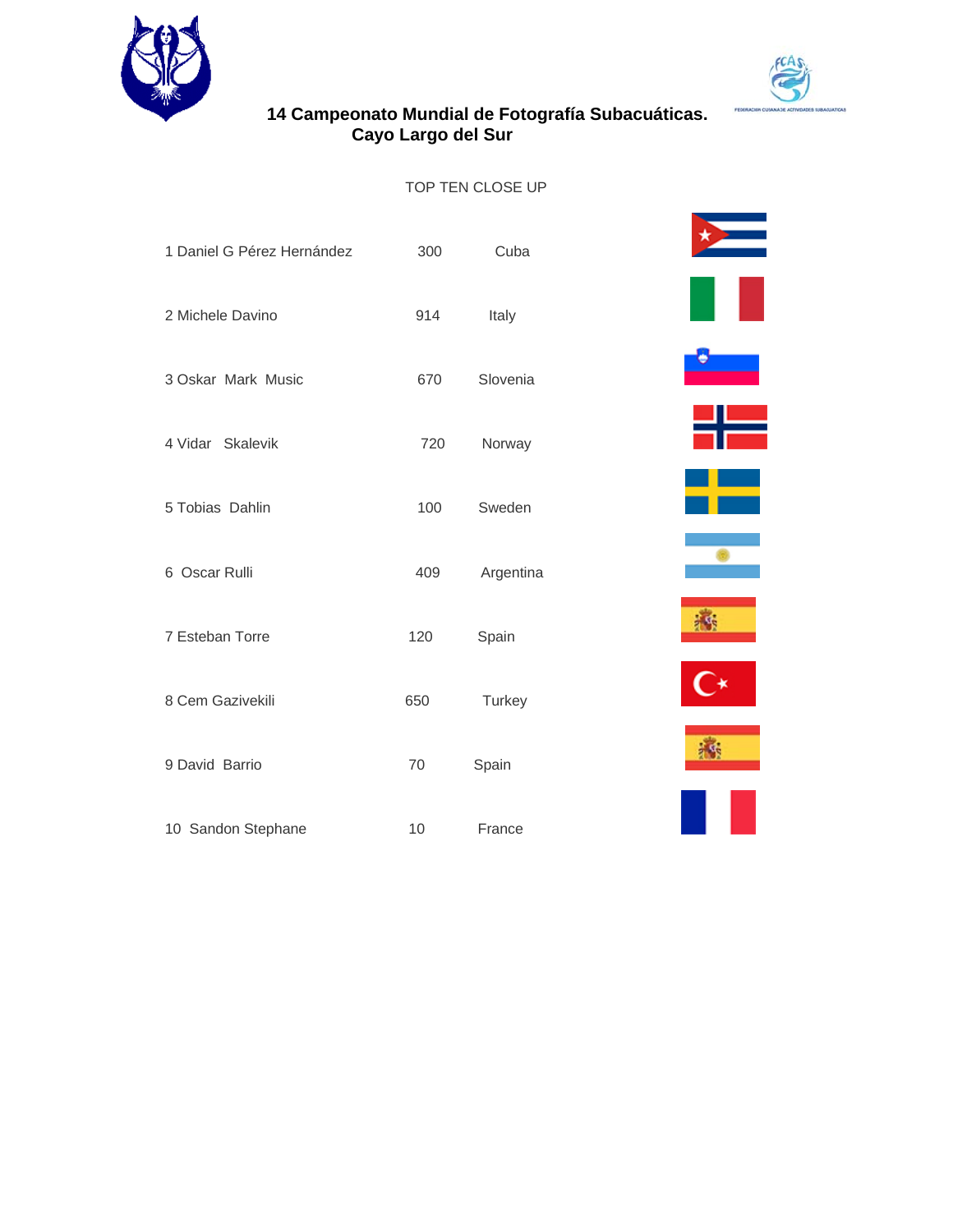**14 Campeonato Mundial de Fotografía Subacuáticas.**
**Cayo Largo del Sur**

TOP TEN CLOSE UP

| | | |
|---|---|---|
| 1 Daniel G Pérez Hernández | 300 | Cuba |
| 2 Michele Davino | 914 | Italy |
| 3 Oskar Mark Music | 670 | Slovenia |
| 4 Vidar Skalevik | 720 | Norway |
| 5 Tobias Dahlin | 100 | Sweden |
| 6 Oscar Rulli | 409 | Argentina |
| 7 Esteban Torre | 120 | Spain |
| 8 Cem Gazivekili | 650 | Turkey |
| 9 David Barrio | 70 | Spain |
| 10 Sandon Stephane | 10 | France |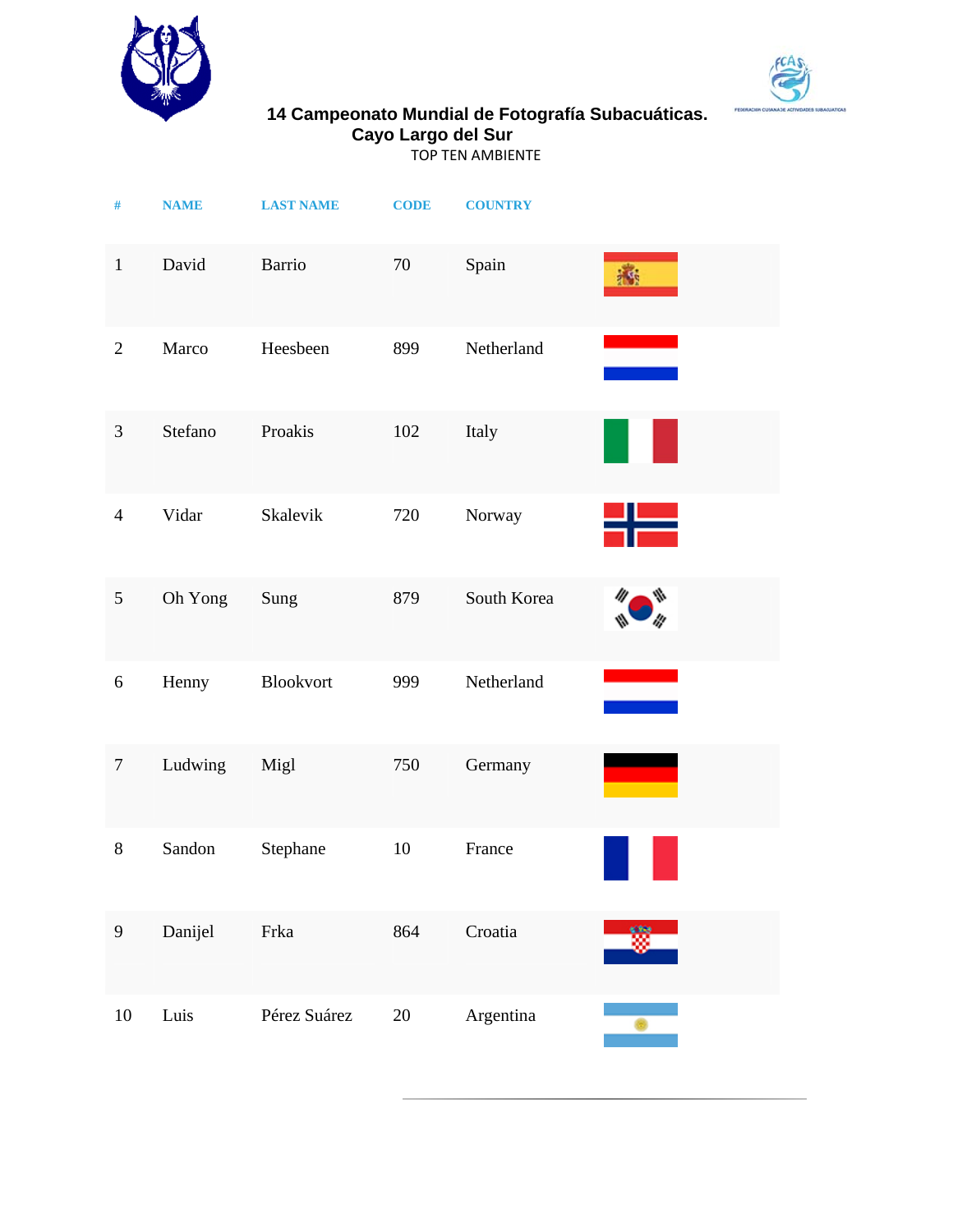# 14 Campeonato Mundial de Fotografía Subacuáticas.
## Cayo Largo del Sur

TOP TEN AMBIENTE

| # | NAME | LAST NAME | CODE | COUNTRY |
|---|---|---|---|---|
| 1 | David | Barrio | 70 | Spain |
| 2 | Marco | Heesbeen | 899 | Netherland |
| 3 | Stefano | Proakis | 102 | Italy |
| 4 | Vidar | Skalevik | 720 | Norway |
| 5 | Oh Yong | Sung | 879 | South Korea |
| 6 | Henny | Blookvort | 999 | Netherland |
| 7 | Ludwing | Migl | 750 | Germany |
| 8 | Sandon | Stephane | 10 | France |
| 9 | Danijel | Frka | 864 | Croatia |
| 10 | Luis | Pérez Suárez | 20 | Argentina |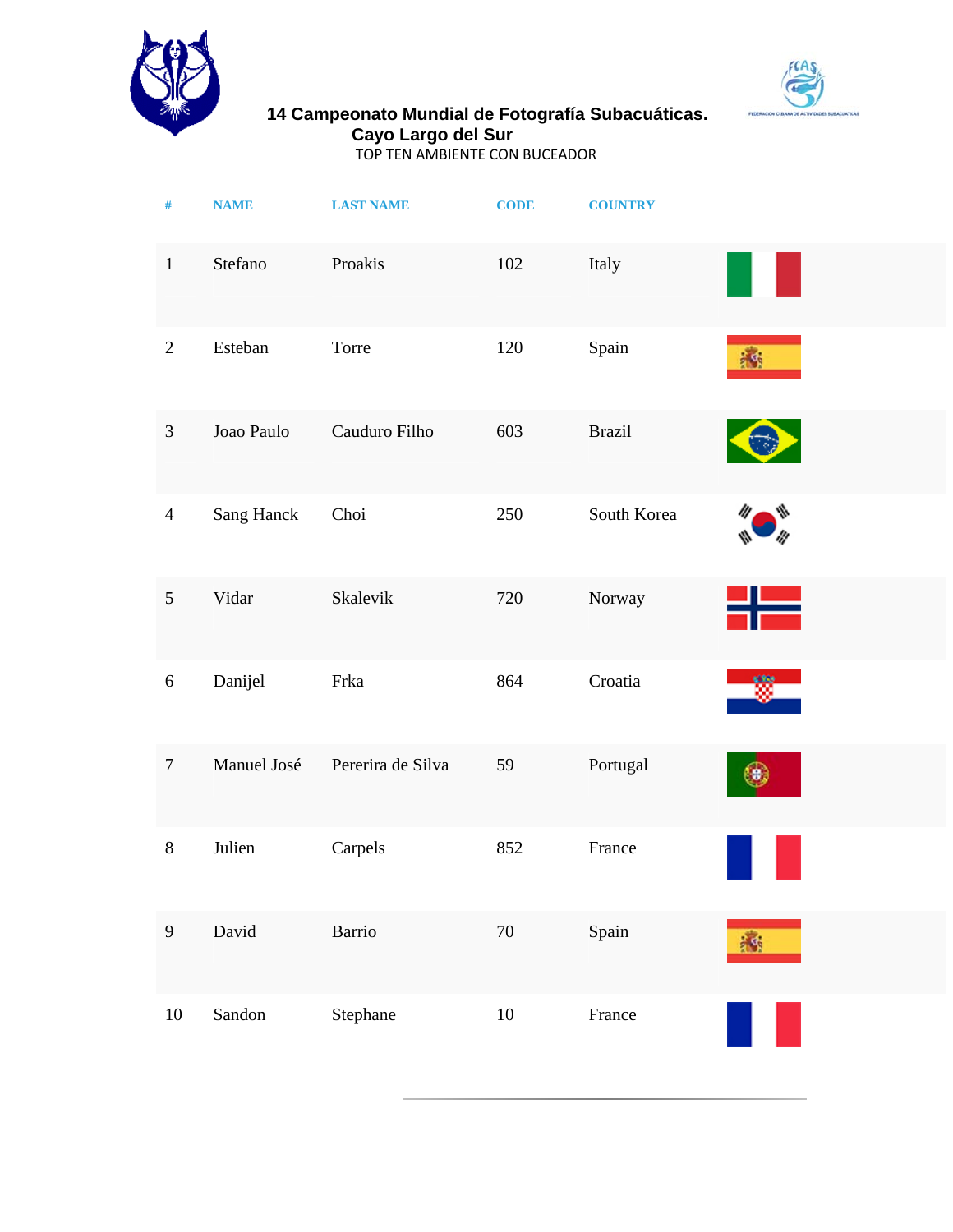# 14 Campeonato Mundial de Fotografía Subacuáticas.
## Cayo Largo del Sur

TOP TEN AMBIENTE CON BUCEADOR

| # | NAME | LAST NAME | CODE | COUNTRY |
|---|---|---|---|---|
| 1 | Stefano | Proakis | 102 | Italy |
| 2 | Esteban | Torre | 120 | Spain |
| 3 | Joao Paulo | Cauduro Filho | 603 | Brazil |
| 4 | Sang Hanck | Choi | 250 | South Korea |
| 5 | Vidar | Skalevik | 720 | Norway |
| 6 | Danijel | Frka | 864 | Croatia |
| 7 | Manuel José | Pererira de Silva | 59 | Portugal |
| 8 | Julien | Carpels | 852 | France |
| 9 | David | Barrio | 70 | Spain |
| 10 | Sandon | Stephane | 10 | France |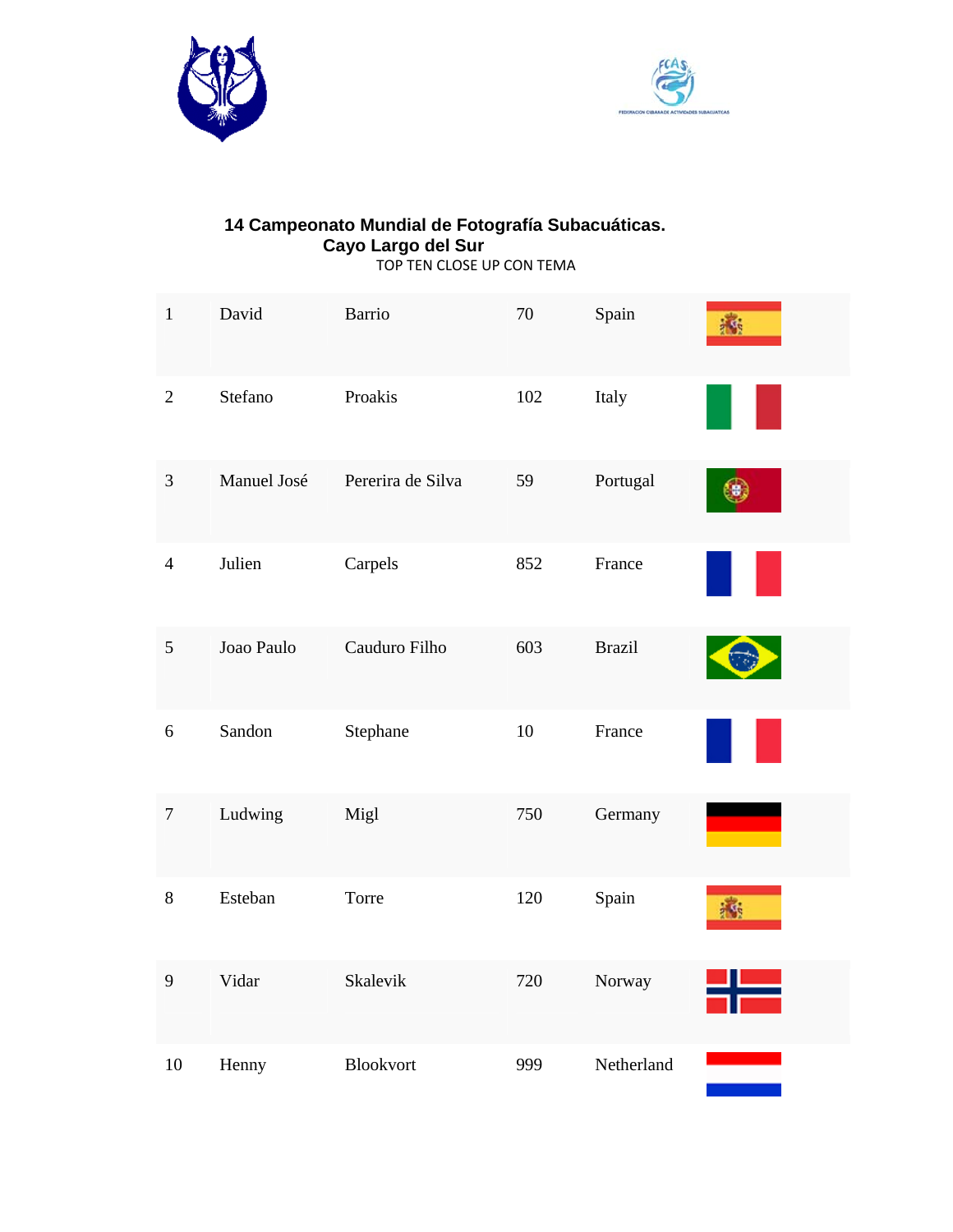**14 Campeonato Mundial de Fotografía Subacuáticas.**
**Cayo Largo del Sur**

TOP TEN CLOSE UP CON TEMA

| | | | | |
|---|---|---|---|---|
| 1 | David | Barrio | 70 | Spain |
| 2 | Stefano | Proakis | 102 | Italy |
| 3 | Manuel José | Pererira de Silva | 59 | Portugal |
| 4 | Julien | Carpels | 852 | France |
| 5 | Joao Paulo | Cauduro Filho | 603 | Brazil |
| 6 | Sandon | Stephane | 10 | France |
| 7 | Ludwing | Migl | 750 | Germany |
| 8 | Esteban | Torre | 120 | Spain |
| 9 | Vidar | Skalevik | 720 | Norway |
| 10 | Henny | Blookvort | 999 | Netherland |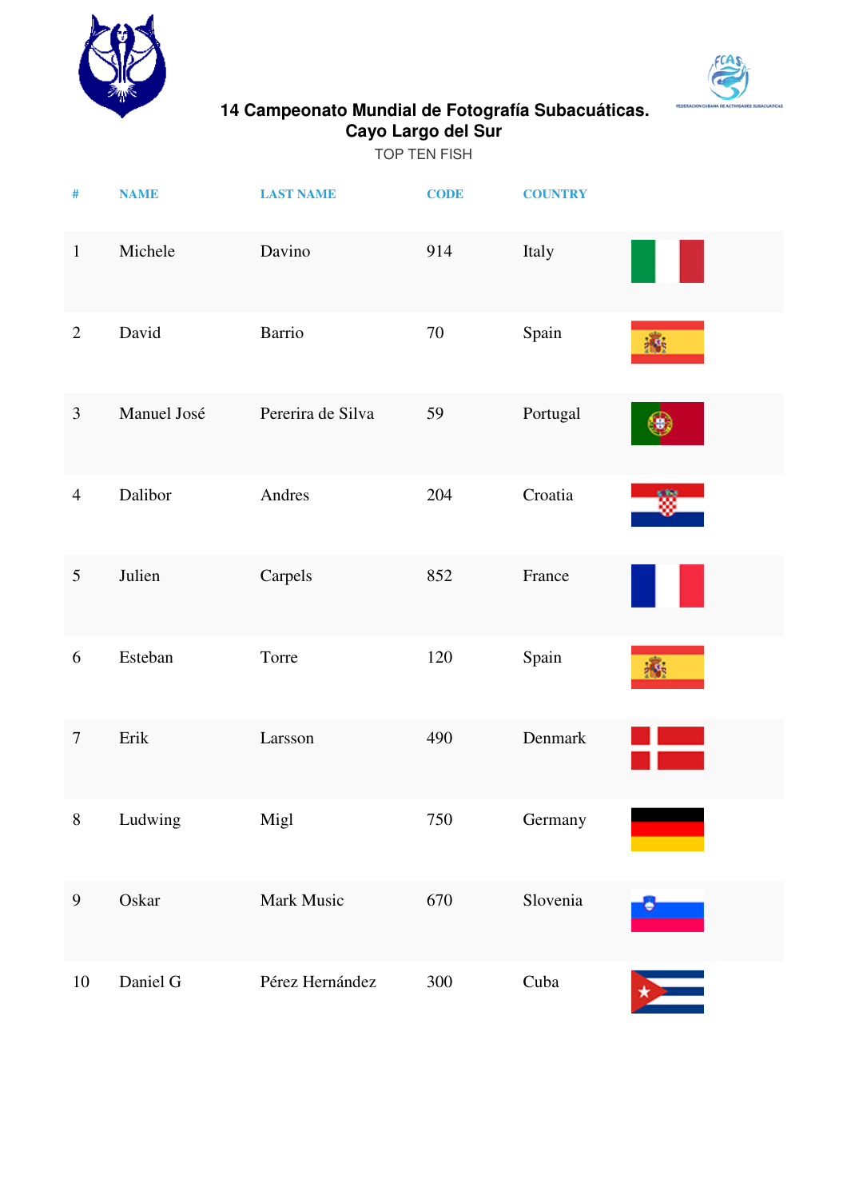# 14 Campeonato Mundial de Fotografía Subacuáticas.
## Cayo Largo del Sur

TOP TEN FISH

| # | NAME | LAST NAME | CODE | COUNTRY |
|---|---|---|---|---|
| 1 | Michele | Davino | 914 | Italy |
| 2 | David | Barrio | 70 | Spain |
| 3 | Manuel José | Pererira de Silva | 59 | Portugal |
| 4 | Dalibor | Andres | 204 | Croatia |
| 5 | Julien | Carpels | 852 | France |
| 6 | Esteban | Torre | 120 | Spain |
| 7 | Erik | Larsson | 490 | Denmark |
| 8 | Ludwing | Migl | 750 | Germany |
| 9 | Oskar | Mark Music | 670 | Slovenia |
| 10 | Daniel G | Pérez Hernández | 300 | Cuba |